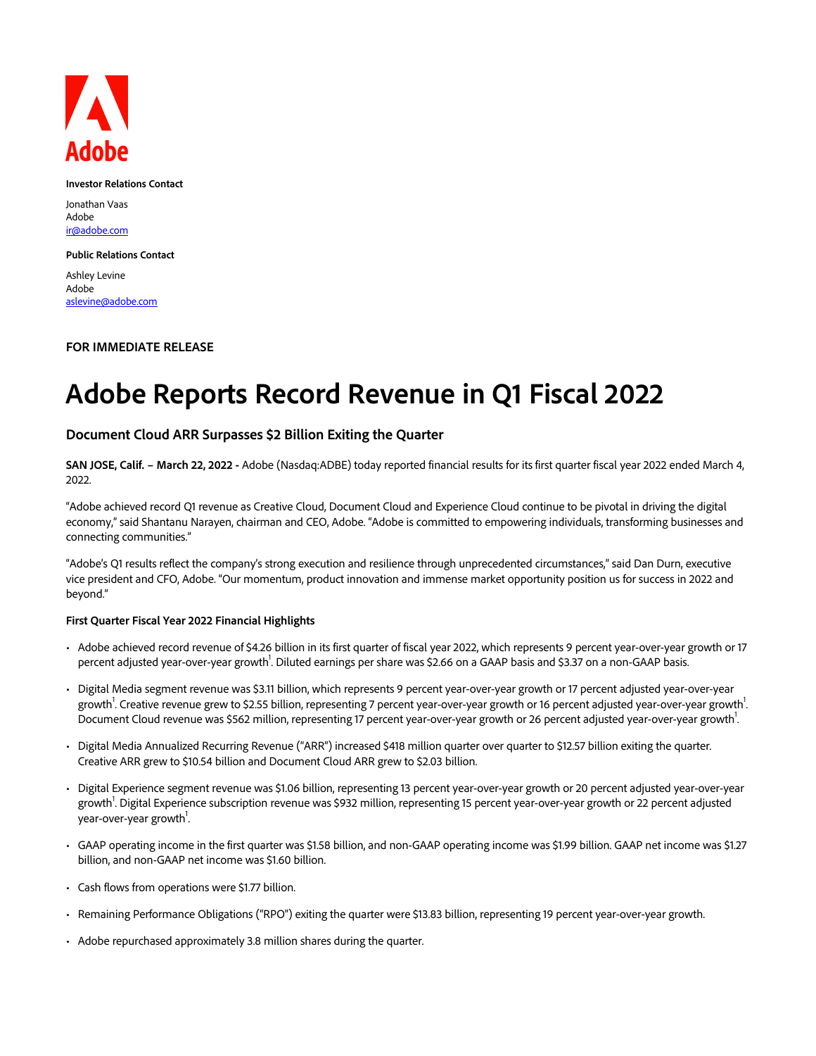Adobe

**Investor Relations Contact**

Jonathan Vaas
Adobe
ir@adobe.com

**Public Relations Contact**

Ashley Levine
Adobe
aslevine@adobe.com

**FOR IMMEDIATE RELEASE**

# Adobe Reports Record Revenue in Q1 Fiscal 2022

## Document Cloud ARR Surpasses $2 Billion Exiting the Quarter

**SAN JOSE, Calif. – March 22, 2022 -** Adobe (Nasdaq:ADBE) today reported financial results for its first quarter fiscal year 2022 ended March 4, 2022.

"Adobe achieved record Q1 revenue as Creative Cloud, Document Cloud and Experience Cloud continue to be pivotal in driving the digital economy," said Shantanu Narayen, chairman and CEO, Adobe. "Adobe is committed to empowering individuals, transforming businesses and connecting communities."

"Adobe's Q1 results reflect the company's strong execution and resilience through unprecedented circumstances," said Dan Durn, executive vice president and CFO, Adobe. "Our momentum, product innovation and immense market opportunity position us for success in 2022 and beyond."

**First Quarter Fiscal Year 2022 Financial Highlights**

- Adobe achieved record revenue of $4.26 billion in its first quarter of fiscal year 2022, which represents 9 percent year-over-year growth or 17 percent adjusted year-over-year growth[1]. Diluted earnings per share was $2.66 on a GAAP basis and $3.37 on a non-GAAP basis.
- Digital Media segment revenue was $3.11 billion, which represents 9 percent year-over-year growth or 17 percent adjusted year-over-year growth[1]. Creative revenue grew to $2.55 billion, representing 7 percent year-over-year growth or 16 percent adjusted year-over-year growth[1]. Document Cloud revenue was $562 million, representing 17 percent year-over-year growth or 26 percent adjusted year-over-year growth[1].
- Digital Media Annualized Recurring Revenue ("ARR") increased $418 million quarter over quarter to $12.57 billion exiting the quarter. Creative ARR grew to $10.54 billion and Document Cloud ARR grew to $2.03 billion.
- Digital Experience segment revenue was $1.06 billion, representing 13 percent year-over-year growth or 20 percent adjusted year-over-year growth[1]. Digital Experience subscription revenue was $932 million, representing 15 percent year-over-year growth or 22 percent adjusted year-over-year growth[1].
- GAAP operating income in the first quarter was $1.58 billion, and non-GAAP operating income was $1.99 billion. GAAP net income was $1.27 billion, and non-GAAP net income was $1.60 billion.
- Cash flows from operations were $1.77 billion.
- Remaining Performance Obligations ("RPO") exiting the quarter were $13.83 billion, representing 19 percent year-over-year growth.
- Adobe repurchased approximately 3.8 million shares during the quarter.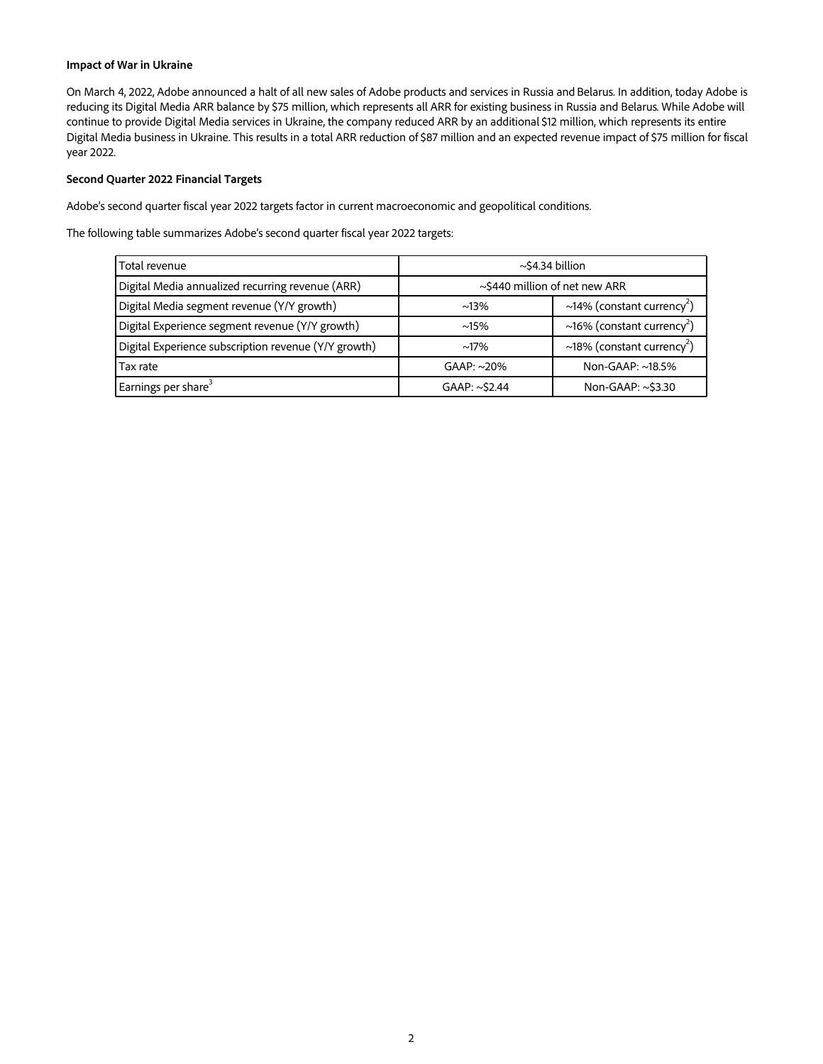**Impact of War in Ukraine**

On March 4, 2022, Adobe announced a halt of all new sales of Adobe products and services in Russia and Belarus. In addition, today Adobe is reducing its Digital Media ARR balance by $75 million, which represents all ARR for existing business in Russia and Belarus. While Adobe will continue to provide Digital Media services in Ukraine, the company reduced ARR by an additional $12 million, which represents its entire Digital Media business in Ukraine. This results in a total ARR reduction of $87 million and an expected revenue impact of $75 million for fiscal year 2022.

**Second Quarter 2022 Financial Targets**

Adobe's second quarter fiscal year 2022 targets factor in current macroeconomic and geopolitical conditions.

The following table summarizes Adobe's second quarter fiscal year 2022 targets:

| | | |
|---|---|---|
| Total revenue | ~$4.34 billion | |
| Digital Media annualized recurring revenue (ARR) | ~$440 million of net new ARR | |
| Digital Media segment revenue (Y/Y growth) | ~13% | ~14% (constant currency[2]) |
| Digital Experience segment revenue (Y/Y growth) | ~15% | ~16% (constant currency[2]) |
| Digital Experience subscription revenue (Y/Y growth) | ~17% | ~18% (constant currency[2]) |
| Tax rate | GAAP: ~20% | Non-GAAP: ~18.5% |
| Earnings per share[3] | GAAP: ~$2.44 | Non-GAAP: ~$3.30 |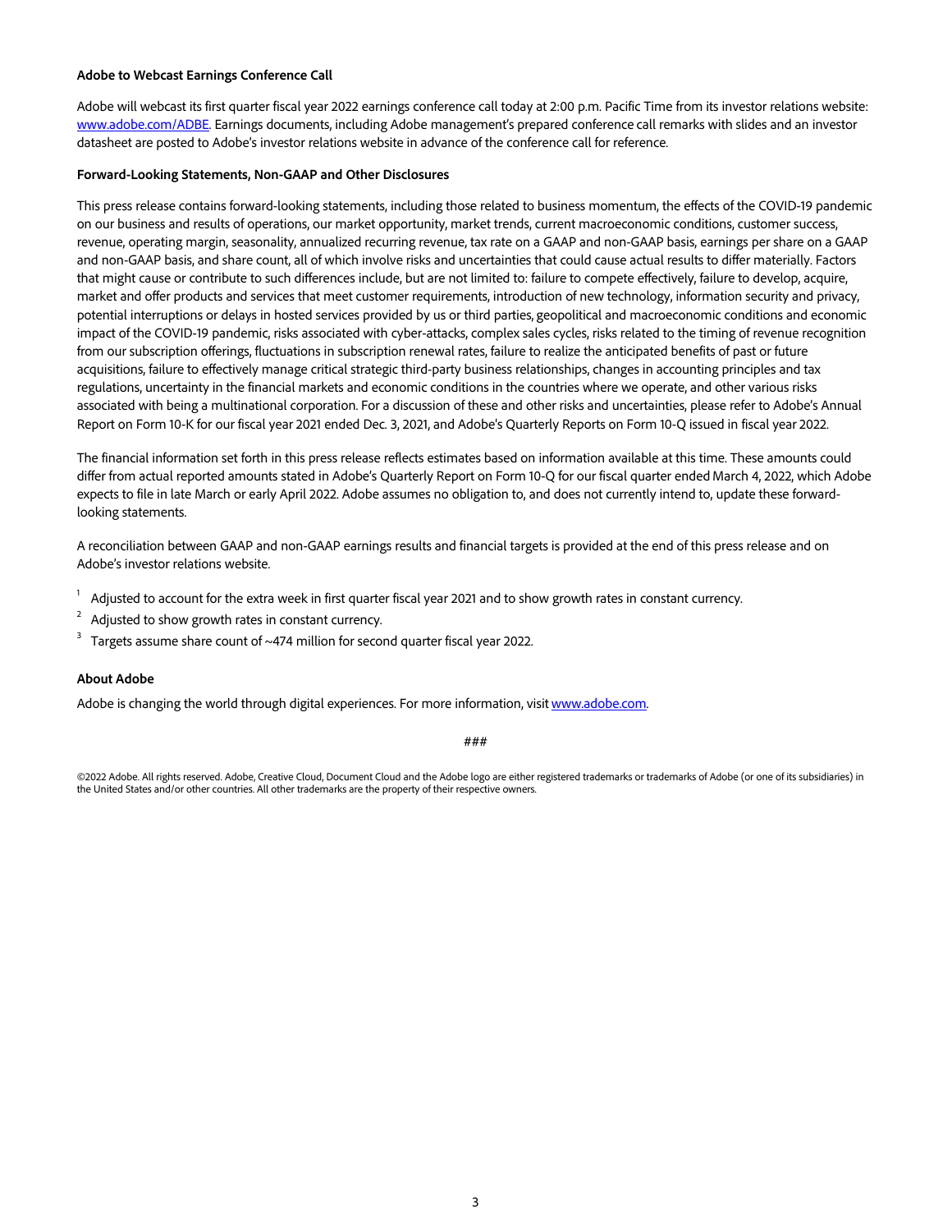**Adobe to Webcast Earnings Conference Call**

Adobe will webcast its first quarter fiscal year 2022 earnings conference call today at 2:00 p.m. Pacific Time from its investor relations website: [www.adobe.com/ADBE](www.adobe.com/ADBE). Earnings documents, including Adobe management's prepared conference call remarks with slides and an investor datasheet are posted to Adobe's investor relations website in advance of the conference call for reference.

**Forward-Looking Statements, Non-GAAP and Other Disclosures**

This press release contains forward-looking statements, including those related to business momentum, the effects of the COVID-19 pandemic on our business and results of operations, our market opportunity, market trends, current macroeconomic conditions, customer success, revenue, operating margin, seasonality, annualized recurring revenue, tax rate on a GAAP and non-GAAP basis, earnings per share on a GAAP and non-GAAP basis, and share count, all of which involve risks and uncertainties that could cause actual results to differ materially. Factors that might cause or contribute to such differences include, but are not limited to: failure to compete effectively, failure to develop, acquire, market and offer products and services that meet customer requirements, introduction of new technology, information security and privacy, potential interruptions or delays in hosted services provided by us or third parties, geopolitical and macroeconomic conditions and economic impact of the COVID-19 pandemic, risks associated with cyber-attacks, complex sales cycles, risks related to the timing of revenue recognition from our subscription offerings, fluctuations in subscription renewal rates, failure to realize the anticipated benefits of past or future acquisitions, failure to effectively manage critical strategic third-party business relationships, changes in accounting principles and tax regulations, uncertainty in the financial markets and economic conditions in the countries where we operate, and other various risks associated with being a multinational corporation. For a discussion of these and other risks and uncertainties, please refer to Adobe's Annual Report on Form 10-K for our fiscal year 2021 ended Dec. 3, 2021, and Adobe's Quarterly Reports on Form 10-Q issued in fiscal year 2022.

The financial information set forth in this press release reflects estimates based on information available at this time. These amounts could differ from actual reported amounts stated in Adobe's Quarterly Report on Form 10-Q for our fiscal quarter ended March 4, 2022, which Adobe expects to file in late March or early April 2022. Adobe assumes no obligation to, and does not currently intend to, update these forward-looking statements.

A reconciliation between GAAP and non-GAAP earnings results and financial targets is provided at the end of this press release and on Adobe's investor relations website.

[1] Adjusted to account for the extra week in first quarter fiscal year 2021 and to show growth rates in constant currency.

[2] Adjusted to show growth rates in constant currency.

[3] Targets assume share count of ~474 million for second quarter fiscal year 2022.

**About Adobe**

Adobe is changing the world through digital experiences. For more information, visit [www.adobe.com](www.adobe.com).

###

©2022 Adobe. All rights reserved. Adobe, Creative Cloud, Document Cloud and the Adobe logo are either registered trademarks or trademarks of Adobe (or one of its subsidiaries) in the United States and/or other countries. All other trademarks are the property of their respective owners.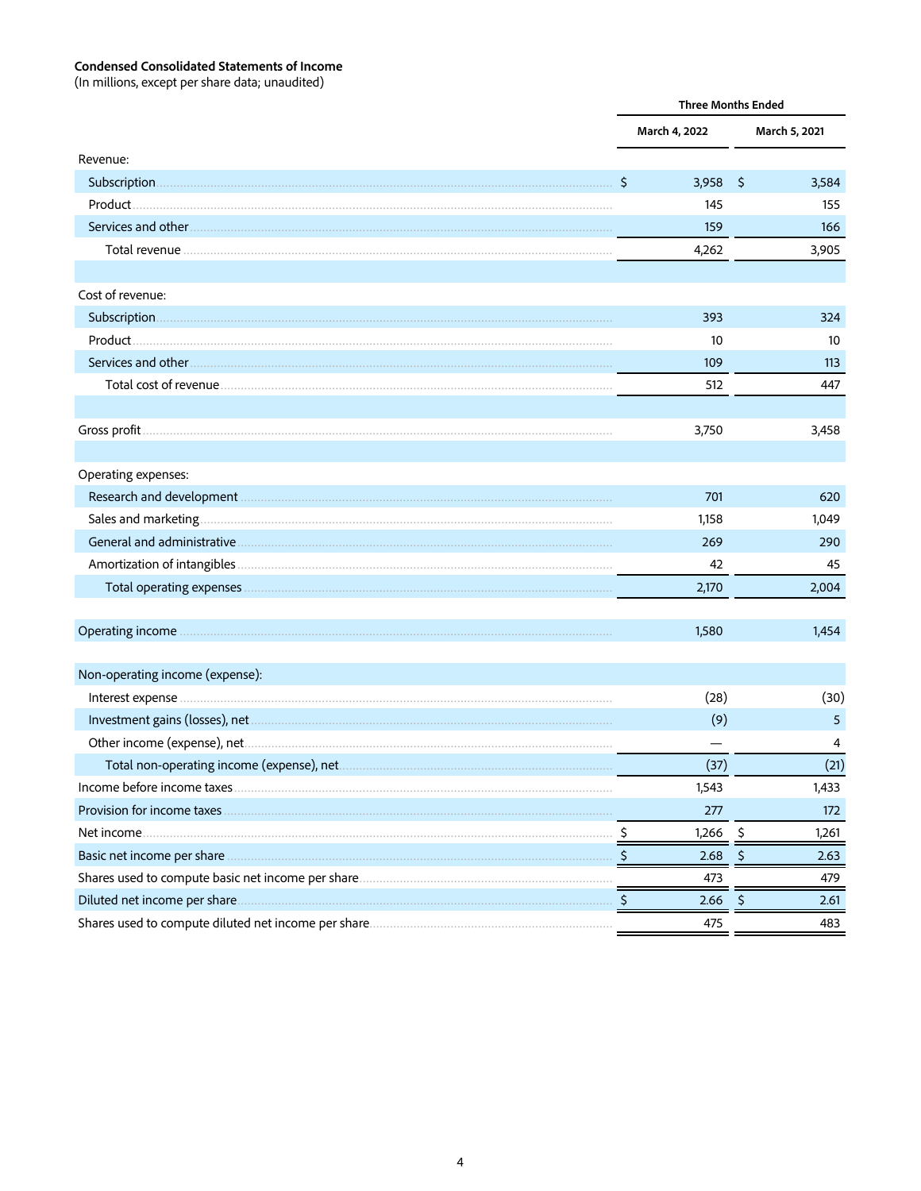**Condensed Consolidated Statements of Income**
(In millions, except per share data; unaudited)

| | Three Months Ended | |
|---|---|---|
| | March 4, 2022 | March 5, 2021 |
| Revenue: | | |
| Subscription | $ 3,958 | $ 3,584 |
| Product | 145 | 155 |
| Services and other | 159 | 166 |
| Total revenue | 4,262 | 3,905 |
| | | |
| Cost of revenue: | | |
| Subscription | 393 | 324 |
| Product | 10 | 10 |
| Services and other | 109 | 113 |
| Total cost of revenue | 512 | 447 |
| | | |
| Gross profit | 3,750 | 3,458 |
| | | |
| Operating expenses: | | |
| Research and development | 701 | 620 |
| Sales and marketing | 1,158 | 1,049 |
| General and administrative | 269 | 290 |
| Amortization of intangibles | 42 | 45 |
| Total operating expenses | 2,170 | 2,004 |
| | | |
| Operating income | 1,580 | 1,454 |
| | | |
| Non-operating income (expense): | | |
| Interest expense | (28) | (30) |
| Investment gains (losses), net | (9) | 5 |
| Other income (expense), net | — | 4 |
| Total non-operating income (expense), net | (37) | (21) |
| Income before income taxes | 1,543 | 1,433 |
| Provision for income taxes | 277 | 172 |
| Net income | $ 1,266 | $ 1,261 |
| Basic net income per share | $ 2.68 | $ 2.63 |
| Shares used to compute basic net income per share | 473 | 479 |
| Diluted net income per share | $ 2.66 | $ 2.61 |
| Shares used to compute diluted net income per share | 475 | 483 |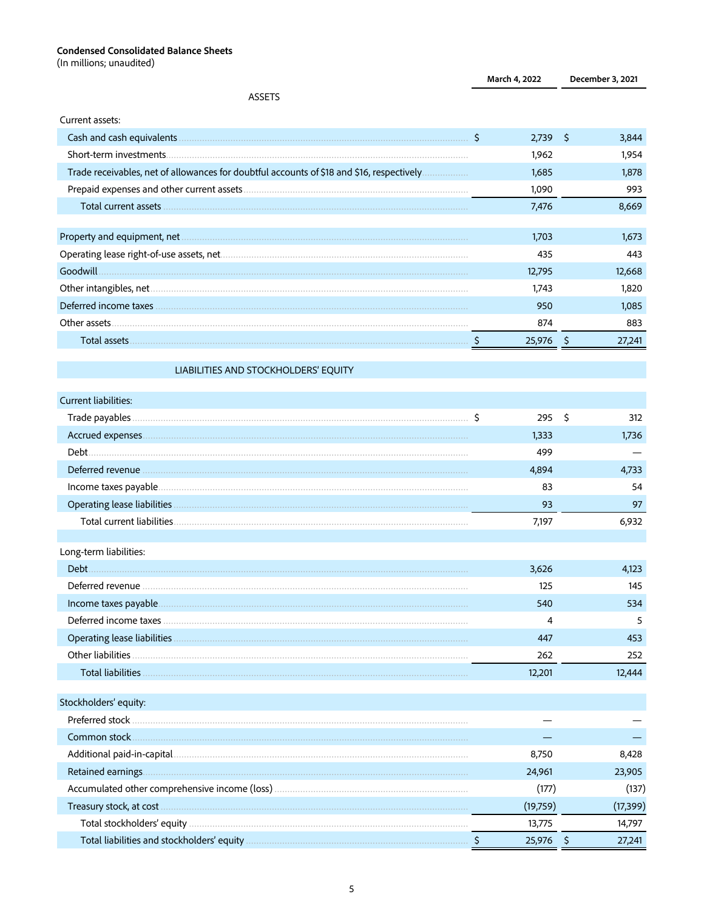**Condensed Consolidated Balance Sheets**
(In millions; unaudited)

| | March 4, 2022 | December 3, 2021 |
|---|---|---|
| **ASSETS** | | |
| Current assets: | | |
| Cash and cash equivalents | $ 2,739 | $ 3,844 |
| Short-term investments | 1,962 | 1,954 |
| Trade receivables, net of allowances for doubtful accounts of $18 and $16, respectively | 1,685 | 1,878 |
| Prepaid expenses and other current assets | 1,090 | 993 |
| Total current assets | 7,476 | 8,669 |
| Property and equipment, net | 1,703 | 1,673 |
| Operating lease right-of-use assets, net | 435 | 443 |
| Goodwill | 12,795 | 12,668 |
| Other intangibles, net | 1,743 | 1,820 |
| Deferred income taxes | 950 | 1,085 |
| Other assets | 874 | 883 |
| Total assets | $ 25,976 | $ 27,241 |
| **LIABILITIES AND STOCKHOLDERS' EQUITY** | | |
| Current liabilities: | | |
| Trade payables | $ 295 | $ 312 |
| Accrued expenses | 1,333 | 1,736 |
| Debt | 499 | — |
| Deferred revenue | 4,894 | 4,733 |
| Income taxes payable | 83 | 54 |
| Operating lease liabilities | 93 | 97 |
| Total current liabilities | 7,197 | 6,932 |
| Long-term liabilities: | | |
| Debt | 3,626 | 4,123 |
| Deferred revenue | 125 | 145 |
| Income taxes payable | 540 | 534 |
| Deferred income taxes | 4 | 5 |
| Operating lease liabilities | 447 | 453 |
| Other liabilities | 262 | 252 |
| Total liabilities | 12,201 | 12,444 |
| Stockholders' equity: | | |
| Preferred stock | — | — |
| Common stock | — | — |
| Additional paid-in-capital | 8,750 | 8,428 |
| Retained earnings | 24,961 | 23,905 |
| Accumulated other comprehensive income (loss) | (177) | (137) |
| Treasury stock, at cost | (19,759) | (17,399) |
| Total stockholders' equity | 13,775 | 14,797 |
| Total liabilities and stockholders' equity | $ 25,976 | $ 27,241 |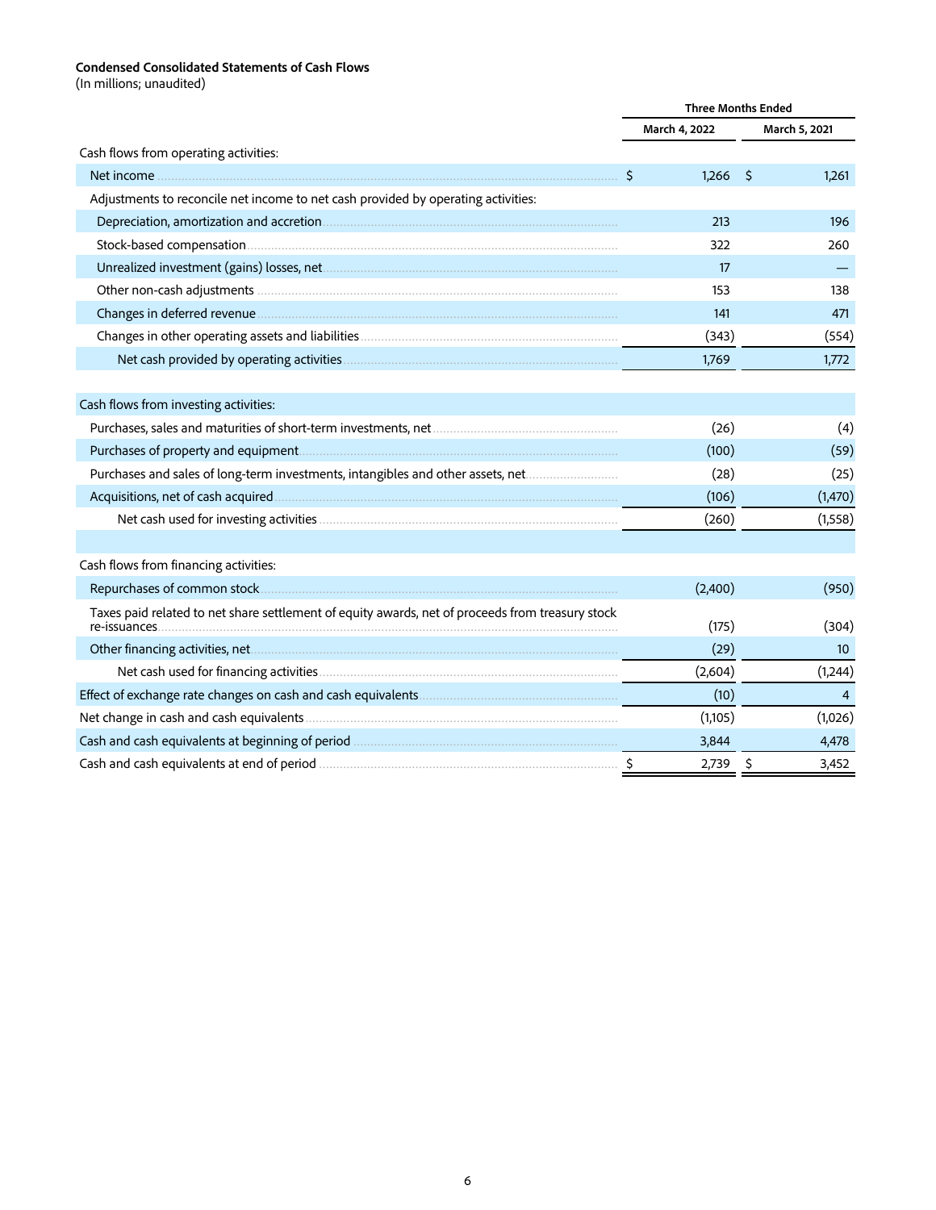**Condensed Consolidated Statements of Cash Flows**
(In millions; unaudited)

| | Three Months Ended | |
|---|---|---|
| | March 4, 2022 | March 5, 2021 |
| Cash flows from operating activities: | | |
| Net income | $ 1,266 | $ 1,261 |
| Adjustments to reconcile net income to net cash provided by operating activities: | | |
| Depreciation, amortization and accretion | 213 | 196 |
| Stock-based compensation | 322 | 260 |
| Unrealized investment (gains) losses, net | 17 | — |
| Other non-cash adjustments | 153 | 138 |
| Changes in deferred revenue | 141 | 471 |
| Changes in other operating assets and liabilities | (343) | (554) |
| Net cash provided by operating activities | 1,769 | 1,772 |
| Cash flows from investing activities: | | |
| Purchases, sales and maturities of short-term investments, net | (26) | (4) |
| Purchases of property and equipment | (100) | (59) |
| Purchases and sales of long-term investments, intangibles and other assets, net | (28) | (25) |
| Acquisitions, net of cash acquired | (106) | (1,470) |
| Net cash used for investing activities | (260) | (1,558) |
| Cash flows from financing activities: | | |
| Repurchases of common stock | (2,400) | (950) |
| Taxes paid related to net share settlement of equity awards, net of proceeds from treasury stock re-issuances | (175) | (304) |
| Other financing activities, net | (29) | 10 |
| Net cash used for financing activities | (2,604) | (1,244) |
| Effect of exchange rate changes on cash and cash equivalents | (10) | 4 |
| Net change in cash and cash equivalents | (1,105) | (1,026) |
| Cash and cash equivalents at beginning of period | 3,844 | 4,478 |
| Cash and cash equivalents at end of period | $ 2,739 | $ 3,452 |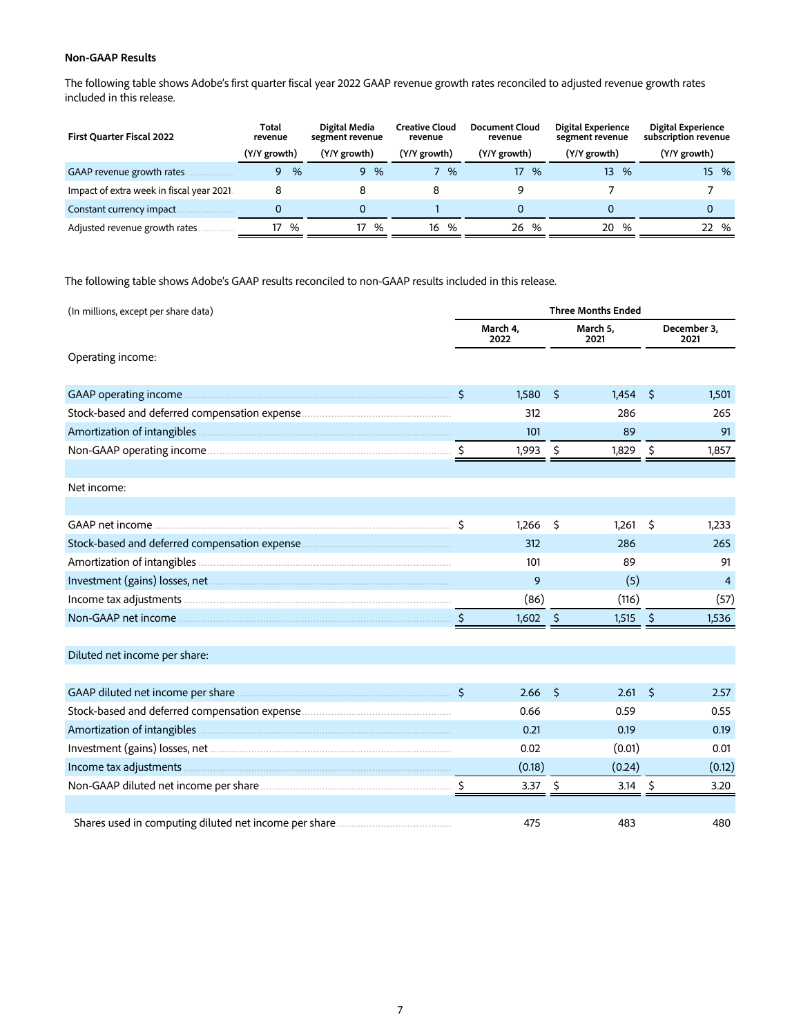**Non-GAAP Results**

The following table shows Adobe's first quarter fiscal year 2022 GAAP revenue growth rates reconciled to adjusted revenue growth rates included in this release.

| First Quarter Fiscal 2022 | Total revenue | Digital Media segment revenue | Creative Cloud revenue | Document Cloud revenue | Digital Experience segment revenue | Digital Experience subscription revenue |
|---|---|---|---|---|---|---|
| | (Y/Y growth) | (Y/Y growth) | (Y/Y growth) | (Y/Y growth) | (Y/Y growth) | (Y/Y growth) |
| GAAP revenue growth rates | 9 % | 9 % | 7 % | 17 % | 13 % | 15 % |
| Impact of extra week in fiscal year 2021 | 8 | 8 | 8 | 9 | 7 | 7 |
| Constant currency impact | 0 | 0 | 1 | 0 | 0 | 0 |
| Adjusted revenue growth rates | 17 % | 17 % | 16 % | 26 % | 20 % | 22 % |

The following table shows Adobe's GAAP results reconciled to non-GAAP results included in this release.

| (In millions, except per share data) | Three Months Ended | | |
|---|---|---|---|
| | March 4, 2022 | March 5, 2021 | December 3, 2021 |
| Operating income: | | | |
| GAAP operating income | $ 1,580 | $ 1,454 | $ 1,501 |
| Stock-based and deferred compensation expense | 312 | 286 | 265 |
| Amortization of intangibles | 101 | 89 | 91 |
| Non-GAAP operating income | $ 1,993 | $ 1,829 | $ 1,857 |
| Net income: | | | |
| GAAP net income | $ 1,266 | $ 1,261 | $ 1,233 |
| Stock-based and deferred compensation expense | 312 | 286 | 265 |
| Amortization of intangibles | 101 | 89 | 91 |
| Investment (gains) losses, net | 9 | (5) | 4 |
| Income tax adjustments | (86) | (116) | (57) |
| Non-GAAP net income | $ 1,602 | $ 1,515 | $ 1,536 |
| Diluted net income per share: | | | |
| GAAP diluted net income per share | $ 2.66 | $ 2.61 | $ 2.57 |
| Stock-based and deferred compensation expense | 0.66 | 0.59 | 0.55 |
| Amortization of intangibles | 0.21 | 0.19 | 0.19 |
| Investment (gains) losses, net | 0.02 | (0.01) | 0.01 |
| Income tax adjustments | (0.18) | (0.24) | (0.12) |
| Non-GAAP diluted net income per share | $ 3.37 | $ 3.14 | $ 3.20 |
| Shares used in computing diluted net income per share | 475 | 483 | 480 |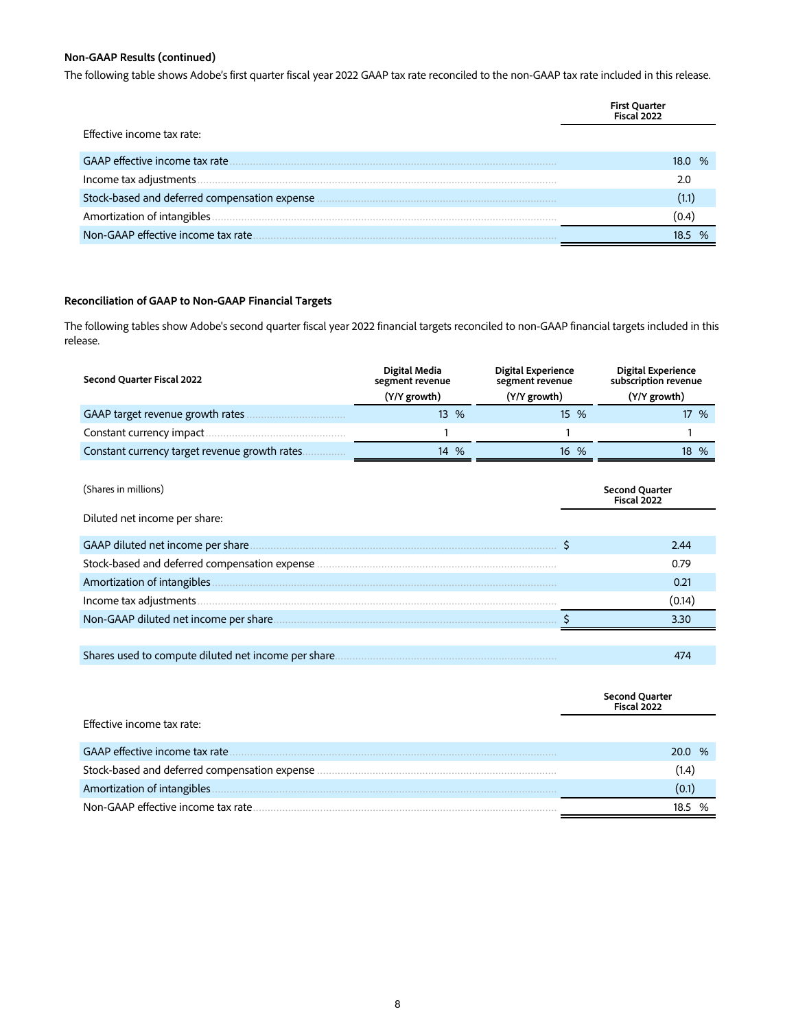**Non-GAAP Results (continued)**

The following table shows Adobe's first quarter fiscal year 2022 GAAP tax rate reconciled to the non-GAAP tax rate included in this release.

| | First Quarter Fiscal 2022 |
|---|---|
| Effective income tax rate: | |
| GAAP effective income tax rate | 18.0 % |
| Income tax adjustments | 2.0 |
| Stock-based and deferred compensation expense | (1.1) |
| Amortization of intangibles | (0.4) |
| Non-GAAP effective income tax rate | 18.5 % |

**Reconciliation of GAAP to Non-GAAP Financial Targets**

The following tables show Adobe's second quarter fiscal year 2022 financial targets reconciled to non-GAAP financial targets included in this release.

| Second Quarter Fiscal 2022 | Digital Media segment revenue (Y/Y growth) | Digital Experience segment revenue (Y/Y growth) | Digital Experience subscription revenue (Y/Y growth) |
|---|---|---|---|
| GAAP target revenue growth rates | 13 % | 15 % | 17 % |
| Constant currency impact | 1 | 1 | 1 |
| Constant currency target revenue growth rates | 14 % | 16 % | 18 % |

| (Shares in millions) | Second Quarter Fiscal 2022 |
|---|---|
| Diluted net income per share: | |
| GAAP diluted net income per share | $ 2.44 |
| Stock-based and deferred compensation expense | 0.79 |
| Amortization of intangibles | 0.21 |
| Income tax adjustments | (0.14) |
| Non-GAAP diluted net income per share | $ 3.30 |
| | |
| Shares used to compute diluted net income per share | 474 |

| | Second Quarter Fiscal 2022 |
|---|---|
| Effective income tax rate: | |
| GAAP effective income tax rate | 20.0 % |
| Stock-based and deferred compensation expense | (1.4) |
| Amortization of intangibles | (0.1) |
| Non-GAAP effective income tax rate | 18.5 % |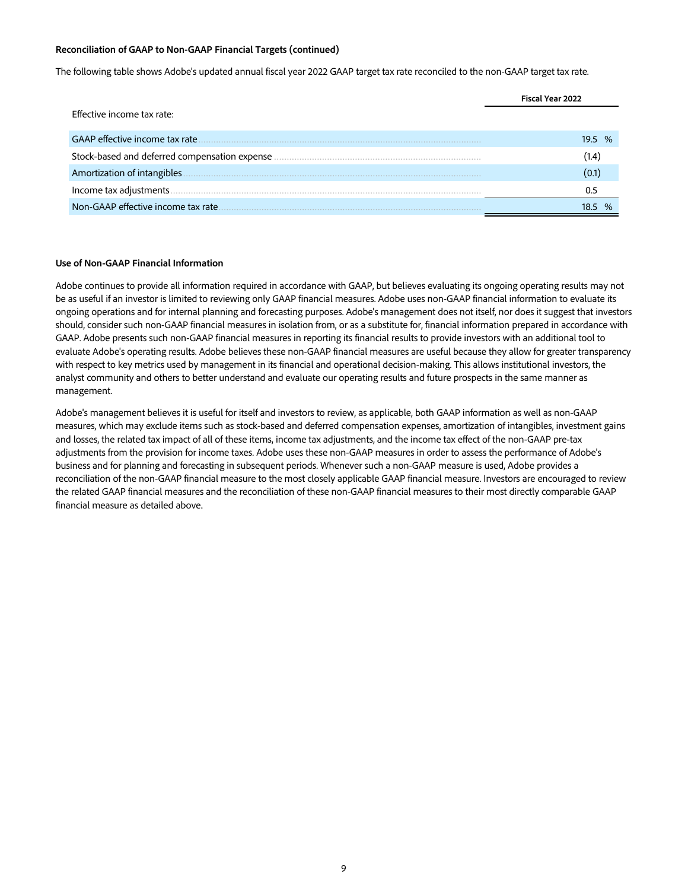**Reconciliation of GAAP to Non-GAAP Financial Targets (continued)**

The following table shows Adobe's updated annual fiscal year 2022 GAAP target tax rate reconciled to the non-GAAP target tax rate.

| | Fiscal Year 2022 |
|---|---|
| Effective income tax rate: | |
| GAAP effective income tax rate | 19.5 % |
| Stock-based and deferred compensation expense | (1.4) |
| Amortization of intangibles | (0.1) |
| Income tax adjustments | 0.5 |
| Non-GAAP effective income tax rate | 18.5 % |

**Use of Non-GAAP Financial Information**

Adobe continues to provide all information required in accordance with GAAP, but believes evaluating its ongoing operating results may not be as useful if an investor is limited to reviewing only GAAP financial measures. Adobe uses non-GAAP financial information to evaluate its ongoing operations and for internal planning and forecasting purposes. Adobe's management does not itself, nor does it suggest that investors should, consider such non-GAAP financial measures in isolation from, or as a substitute for, financial information prepared in accordance with GAAP. Adobe presents such non-GAAP financial measures in reporting its financial results to provide investors with an additional tool to evaluate Adobe's operating results. Adobe believes these non-GAAP financial measures are useful because they allow for greater transparency with respect to key metrics used by management in its financial and operational decision-making. This allows institutional investors, the analyst community and others to better understand and evaluate our operating results and future prospects in the same manner as management.

Adobe's management believes it is useful for itself and investors to review, as applicable, both GAAP information as well as non-GAAP measures, which may exclude items such as stock-based and deferred compensation expenses, amortization of intangibles, investment gains and losses, the related tax impact of all of these items, income tax adjustments, and the income tax effect of the non-GAAP pre-tax adjustments from the provision for income taxes. Adobe uses these non-GAAP measures in order to assess the performance of Adobe's business and for planning and forecasting in subsequent periods. Whenever such a non-GAAP measure is used, Adobe provides a reconciliation of the non-GAAP financial measure to the most closely applicable GAAP financial measure. Investors are encouraged to review the related GAAP financial measures and the reconciliation of these non-GAAP financial measures to their most directly comparable GAAP financial measure as detailed above.